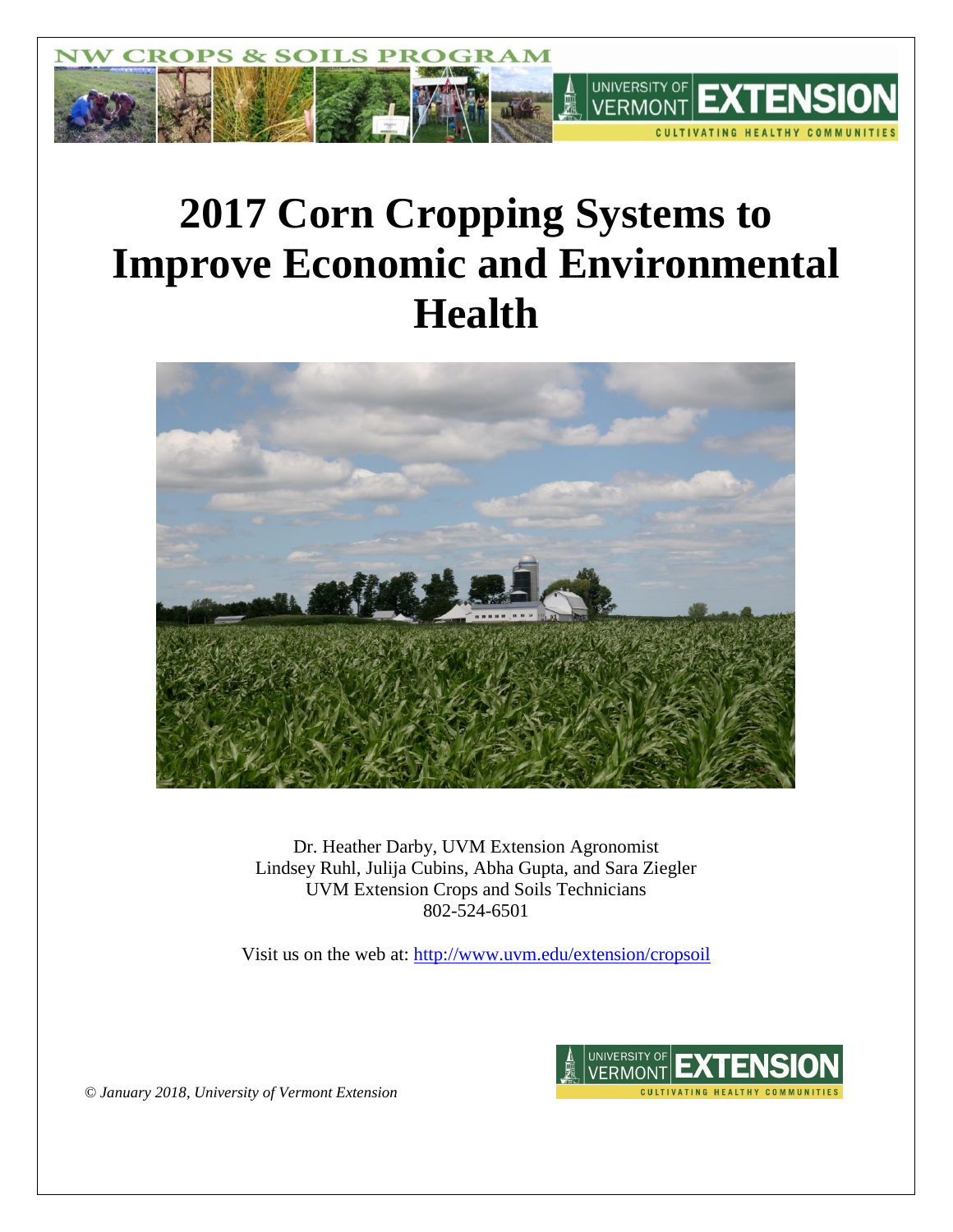# 2017 Corn Cropping Systems to Improve Economic and Environmental Health

Dr. Heather Darby, UVM Extension Agronomist
Lindsey Ruhl, Julija Cubins, Abha Gupta, and Sara Ziegler
UVM Extension Crops and Soils Technicians
802-524-6501

Visit us on the web at: http://www.uvm.edu/extension/cropsoil

*© January 2018, University of Vermont Extension*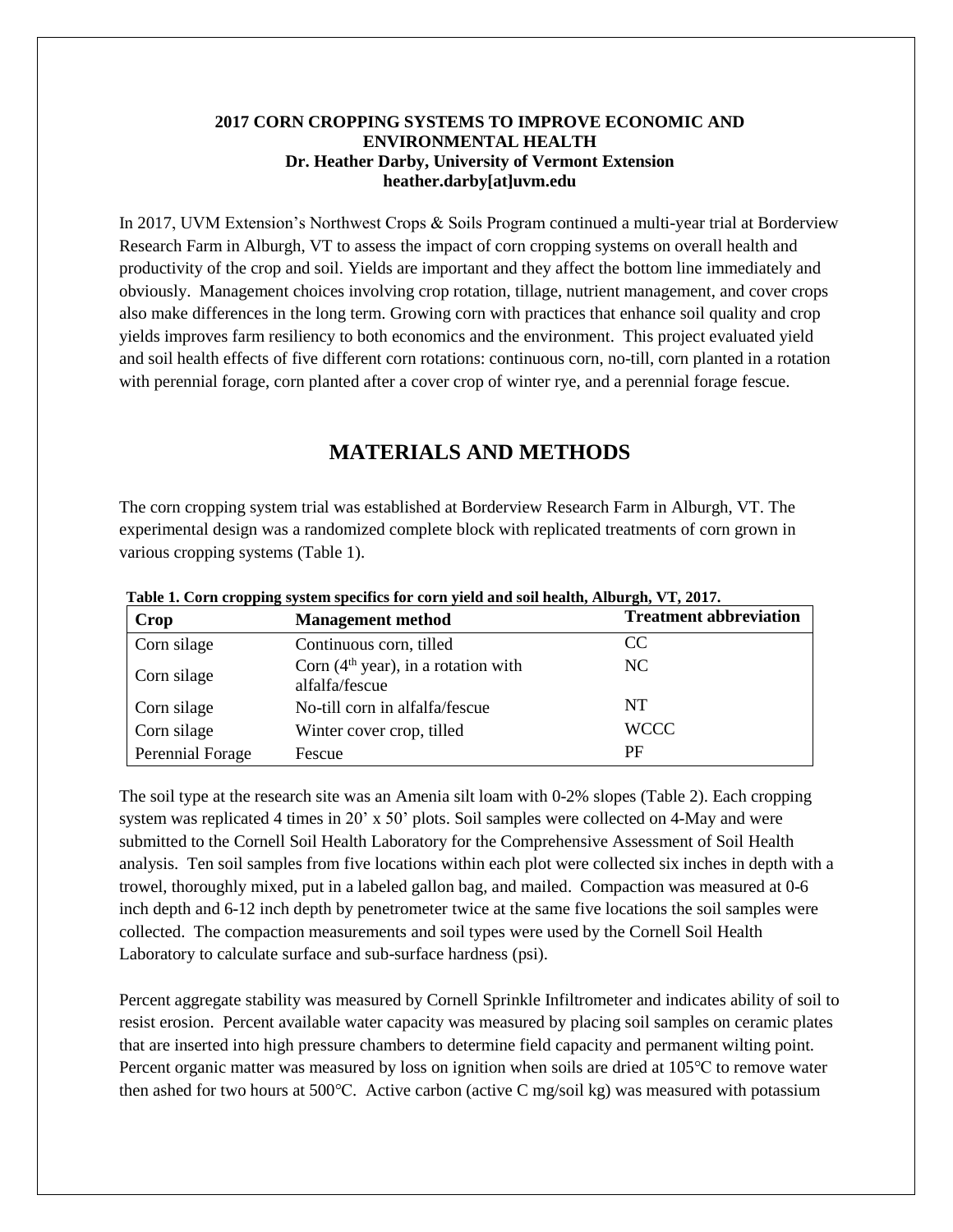**2017 CORN CROPPING SYSTEMS TO IMPROVE ECONOMIC AND ENVIRONMENTAL HEALTH**
**Dr. Heather Darby, University of Vermont Extension**
**heather.darby[at]uvm.edu**

In 2017, UVM Extension's Northwest Crops & Soils Program continued a multi-year trial at Borderview Research Farm in Alburgh, VT to assess the impact of corn cropping systems on overall health and productivity of the crop and soil. Yields are important and they affect the bottom line immediately and obviously. Management choices involving crop rotation, tillage, nutrient management, and cover crops also make differences in the long term. Growing corn with practices that enhance soil quality and crop yields improves farm resiliency to both economics and the environment. This project evaluated yield and soil health effects of five different corn rotations: continuous corn, no-till, corn planted in a rotation with perennial forage, corn planted after a cover crop of winter rye, and a perennial forage fescue.

# MATERIALS AND METHODS

The corn cropping system trial was established at Borderview Research Farm in Alburgh, VT. The experimental design was a randomized complete block with replicated treatments of corn grown in various cropping systems (Table 1).

**Table 1. Corn cropping system specifics for corn yield and soil health, Alburgh, VT, 2017.**

| Crop | Management method | Treatment abbreviation |
|---|---|---|
| Corn silage | Continuous corn, tilled | CC |
| Corn silage | Corn (4th year), in a rotation with alfalfa/fescue | NC |
| Corn silage | No-till corn in alfalfa/fescue | NT |
| Corn silage | Winter cover crop, tilled | WCCC |
| Perennial Forage | Fescue | PF |

The soil type at the research site was an Amenia silt loam with 0-2% slopes (Table 2). Each cropping system was replicated 4 times in 20' x 50' plots. Soil samples were collected on 4-May and were submitted to the Cornell Soil Health Laboratory for the Comprehensive Assessment of Soil Health analysis. Ten soil samples from five locations within each plot were collected six inches in depth with a trowel, thoroughly mixed, put in a labeled gallon bag, and mailed. Compaction was measured at 0-6 inch depth and 6-12 inch depth by penetrometer twice at the same five locations the soil samples were collected. The compaction measurements and soil types were used by the Cornell Soil Health Laboratory to calculate surface and sub-surface hardness (psi).

Percent aggregate stability was measured by Cornell Sprinkle Infiltrometer and indicates ability of soil to resist erosion. Percent available water capacity was measured by placing soil samples on ceramic plates that are inserted into high pressure chambers to determine field capacity and permanent wilting point. Percent organic matter was measured by loss on ignition when soils are dried at 105°C to remove water then ashed for two hours at 500°C. Active carbon (active C mg/soil kg) was measured with potassium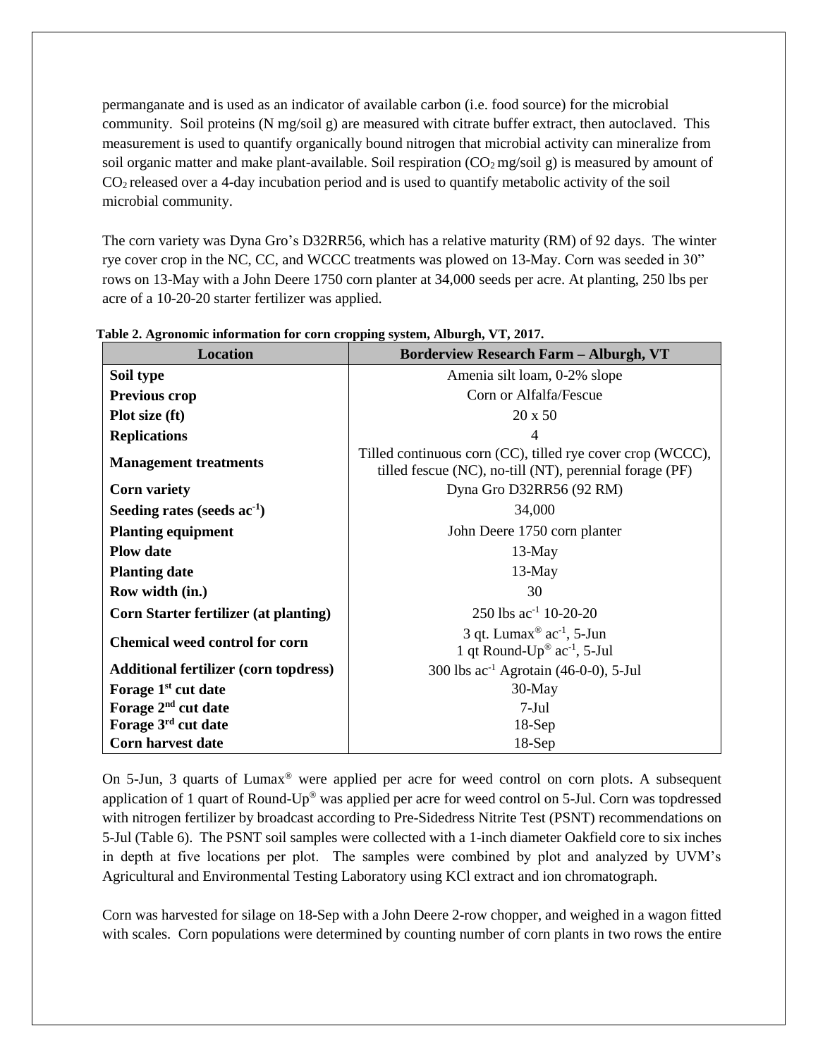permanganate and is used as an indicator of available carbon (i.e. food source) for the microbial community. Soil proteins (N mg/soil g) are measured with citrate buffer extract, then autoclaved. This measurement is used to quantify organically bound nitrogen that microbial activity can mineralize from soil organic matter and make plant-available. Soil respiration ($CO_2$ mg/soil g) is measured by amount of $CO_2$ released over a 4-day incubation period and is used to quantify metabolic activity of the soil microbial community.

The corn variety was Dyna Gro's D32RR56, which has a relative maturity (RM) of 92 days. The winter rye cover crop in the NC, CC, and WCCC treatments was plowed on 13-May. Corn was seeded in 30" rows on 13-May with a John Deere 1750 corn planter at 34,000 seeds per acre. At planting, 250 lbs per acre of a 10-20-20 starter fertilizer was applied.

**Table 2. Agronomic information for corn cropping system, Alburgh, VT, 2017.**

| Location | Borderview Research Farm – Alburgh, VT |
|---|---|
| **Soil type** | Amenia silt loam, 0-2% slope |
| **Previous crop** | Corn or Alfalfa/Fescue |
| **Plot size (ft)** | 20 x 50 |
| **Replications** | 4 |
| **Management treatments** | Tilled continuous corn (CC), tilled rye cover crop (WCCC), tilled fescue (NC), no-till (NT), perennial forage (PF) |
| **Corn variety** | Dyna Gro D32RR56 (92 RM) |
| **Seeding rates (seeds $ac^{-1}$)** | 34,000 |
| **Planting equipment** | John Deere 1750 corn planter |
| **Plow date** | 13-May |
| **Planting date** | 13-May |
| **Row width (in.)** | 30 |
| **Corn Starter fertilizer (at planting)** | 250 lbs $ac^{-1}$ 10-20-20 |
| **Chemical weed control for corn** | 3 qt. Lumax® $ac^{-1}$, 5-Jun<br>1 qt Round-Up® $ac^{-1}$, 5-Jul |
| **Additional fertilizer (corn topdress)** | 300 lbs $ac^{-1}$ Agrotain (46-0-0), 5-Jul |
| **Forage 1st cut date** | 30-May |
| **Forage 2nd cut date** | 7-Jul |
| **Forage 3rd cut date** | 18-Sep |
| **Corn harvest date** | 18-Sep |

On 5-Jun, 3 quarts of Lumax® were applied per acre for weed control on corn plots. A subsequent application of 1 quart of Round-Up® was applied per acre for weed control on 5-Jul. Corn was topdressed with nitrogen fertilizer by broadcast according to Pre-Sidedress Nitrite Test (PSNT) recommendations on 5-Jul (Table 6). The PSNT soil samples were collected with a 1-inch diameter Oakfield core to six inches in depth at five locations per plot. The samples were combined by plot and analyzed by UVM's Agricultural and Environmental Testing Laboratory using KCl extract and ion chromatograph.

Corn was harvested for silage on 18-Sep with a John Deere 2-row chopper, and weighed in a wagon fitted with scales. Corn populations were determined by counting number of corn plants in two rows the entire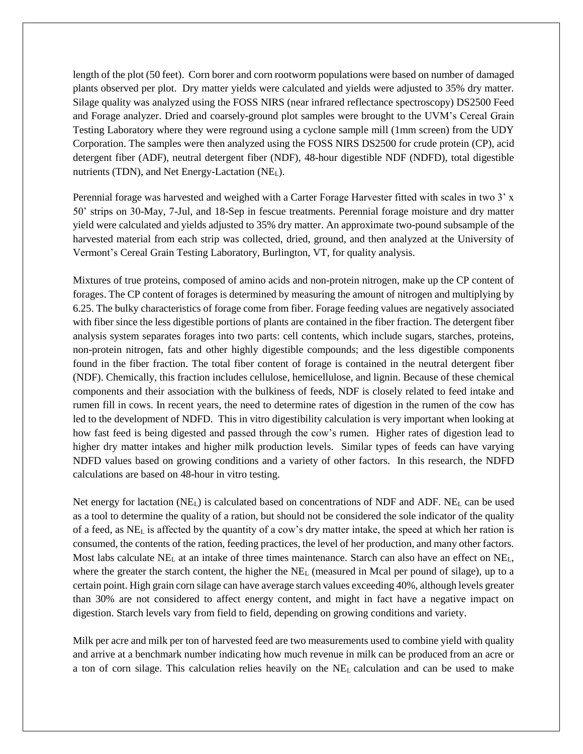length of the plot (50 feet). Corn borer and corn rootworm populations were based on number of damaged plants observed per plot. Dry matter yields were calculated and yields were adjusted to 35% dry matter. Silage quality was analyzed using the FOSS NIRS (near infrared reflectance spectroscopy) DS2500 Feed and Forage analyzer. Dried and coarsely-ground plot samples were brought to the UVM's Cereal Grain Testing Laboratory where they were reground using a cyclone sample mill (1mm screen) from the UDY Corporation. The samples were then analyzed using the FOSS NIRS DS2500 for crude protein (CP), acid detergent fiber (ADF), neutral detergent fiber (NDF), 48-hour digestible NDF (NDFD), total digestible nutrients (TDN), and Net Energy-Lactation ($NE_L$).

Perennial forage was harvested and weighed with a Carter Forage Harvester fitted with scales in two 3' x 50' strips on 30-May, 7-Jul, and 18-Sep in fescue treatments. Perennial forage moisture and dry matter yield were calculated and yields adjusted to 35% dry matter. An approximate two-pound subsample of the harvested material from each strip was collected, dried, ground, and then analyzed at the University of Vermont's Cereal Grain Testing Laboratory, Burlington, VT, for quality analysis.

Mixtures of true proteins, composed of amino acids and non-protein nitrogen, make up the CP content of forages. The CP content of forages is determined by measuring the amount of nitrogen and multiplying by 6.25. The bulky characteristics of forage come from fiber. Forage feeding values are negatively associated with fiber since the less digestible portions of plants are contained in the fiber fraction. The detergent fiber analysis system separates forages into two parts: cell contents, which include sugars, starches, proteins, non-protein nitrogen, fats and other highly digestible compounds; and the less digestible components found in the fiber fraction. The total fiber content of forage is contained in the neutral detergent fiber (NDF). Chemically, this fraction includes cellulose, hemicellulose, and lignin. Because of these chemical components and their association with the bulkiness of feeds, NDF is closely related to feed intake and rumen fill in cows. In recent years, the need to determine rates of digestion in the rumen of the cow has led to the development of NDFD. This in vitro digestibility calculation is very important when looking at how fast feed is being digested and passed through the cow's rumen. Higher rates of digestion lead to higher dry matter intakes and higher milk production levels. Similar types of feeds can have varying NDFD values based on growing conditions and a variety of other factors. In this research, the NDFD calculations are based on 48-hour in vitro testing.

Net energy for lactation ($NE_L$) is calculated based on concentrations of NDF and ADF. $NE_L$ can be used as a tool to determine the quality of a ration, but should not be considered the sole indicator of the quality of a feed, as $NE_L$ is affected by the quantity of a cow's dry matter intake, the speed at which her ration is consumed, the contents of the ration, feeding practices, the level of her production, and many other factors. Most labs calculate $NE_L$ at an intake of three times maintenance. Starch can also have an effect on $NE_L$, where the greater the starch content, the higher the $NE_L$ (measured in Mcal per pound of silage), up to a certain point. High grain corn silage can have average starch values exceeding 40%, although levels greater than 30% are not considered to affect energy content, and might in fact have a negative impact on digestion. Starch levels vary from field to field, depending on growing conditions and variety.

Milk per acre and milk per ton of harvested feed are two measurements used to combine yield with quality and arrive at a benchmark number indicating how much revenue in milk can be produced from an acre or a ton of corn silage. This calculation relies heavily on the $NE_L$ calculation and can be used to make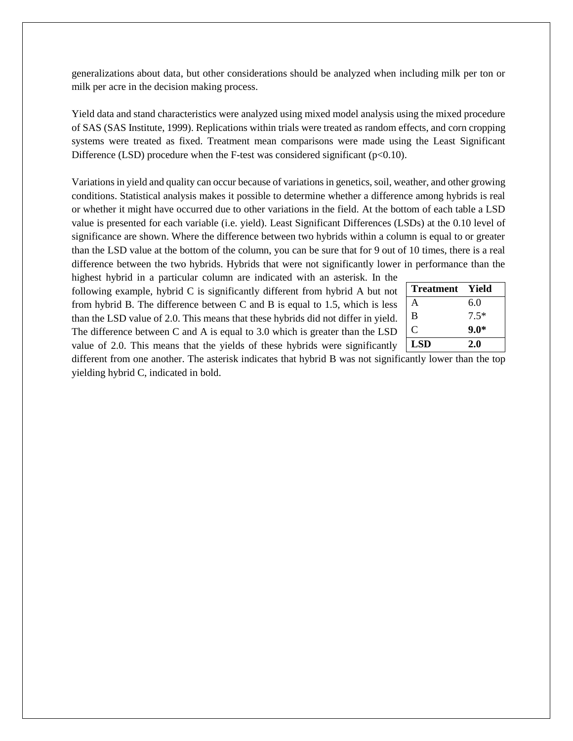generalizations about data, but other considerations should be analyzed when including milk per ton or milk per acre in the decision making process.

Yield data and stand characteristics were analyzed using mixed model analysis using the mixed procedure of SAS (SAS Institute, 1999). Replications within trials were treated as random effects, and corn cropping systems were treated as fixed. Treatment mean comparisons were made using the Least Significant Difference (LSD) procedure when the F-test was considered significant ($p<0.10$).

Variations in yield and quality can occur because of variations in genetics, soil, weather, and other growing conditions. Statistical analysis makes it possible to determine whether a difference among hybrids is real or whether it might have occurred due to other variations in the field. At the bottom of each table a LSD value is presented for each variable (i.e. yield). Least Significant Differences (LSDs) at the 0.10 level of significance are shown. Where the difference between two hybrids within a column is equal to or greater than the LSD value at the bottom of the column, you can be sure that for 9 out of 10 times, there is a real difference between the two hybrids. Hybrids that were not significantly lower in performance than the highest hybrid in a particular column are indicated with an asterisk. In the following example, hybrid C is significantly different from hybrid A but not from hybrid B. The difference between C and B is equal to 1.5, which is less than the LSD value of 2.0. This means that these hybrids did not differ in yield. The difference between C and A is equal to 3.0 which is greater than the LSD value of 2.0. This means that the yields of these hybrids were significantly different from one another. The asterisk indicates that hybrid B was not significantly lower than the top yielding hybrid C, indicated in bold.

| Treatment | Yield |
|---|---|
| A | 6.0 |
| B | 7.5* |
| C | **9.0*** |
| **LSD** | **2.0** |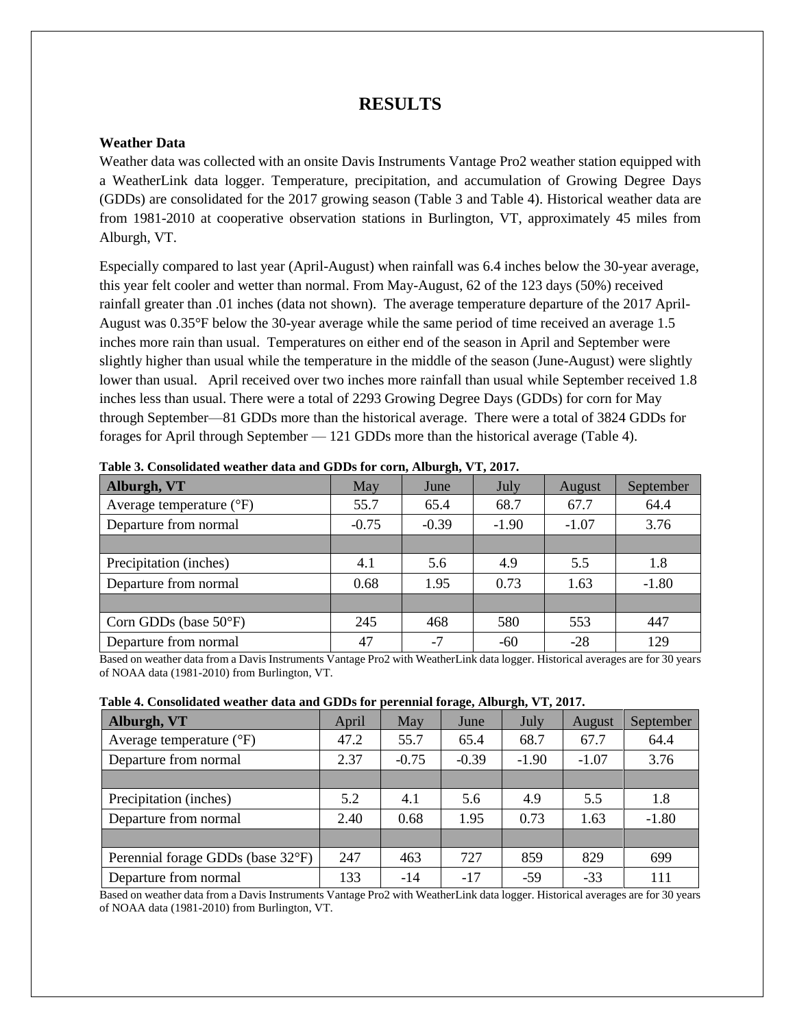# RESULTS

### Weather Data

Weather data was collected with an onsite Davis Instruments Vantage Pro2 weather station equipped with a WeatherLink data logger. Temperature, precipitation, and accumulation of Growing Degree Days (GDDs) are consolidated for the 2017 growing season (Table 3 and Table 4). Historical weather data are from 1981-2010 at cooperative observation stations in Burlington, VT, approximately 45 miles from Alburgh, VT.

Especially compared to last year (April-August) when rainfall was 6.4 inches below the 30-year average, this year felt cooler and wetter than normal. From May-August, 62 of the 123 days (50%) received rainfall greater than .01 inches (data not shown). The average temperature departure of the 2017 April-August was 0.35°F below the 30-year average while the same period of time received an average 1.5 inches more rain than usual. Temperatures on either end of the season in April and September were slightly higher than usual while the temperature in the middle of the season (June-August) were slightly lower than usual. April received over two inches more rainfall than usual while September received 1.8 inches less than usual. There were a total of 2293 Growing Degree Days (GDDs) for corn for May through September—81 GDDs more than the historical average. There were a total of 3824 GDDs for forages for April through September — 121 GDDs more than the historical average (Table 4).

**Table 3. Consolidated weather data and GDDs for corn, Alburgh, VT, 2017.**

| Alburgh, VT | May | June | July | August | September |
|---|---|---|---|---|---|
| Average temperature (°F) | 55.7 | 65.4 | 68.7 | 67.7 | 64.4 |
| Departure from normal | -0.75 | -0.39 | -1.90 | -1.07 | 3.76 |
| | | | | | |
| Precipitation (inches) | 4.1 | 5.6 | 4.9 | 5.5 | 1.8 |
| Departure from normal | 0.68 | 1.95 | 0.73 | 1.63 | -1.80 |
| | | | | | |
| Corn GDDs (base 50°F) | 245 | 468 | 580 | 553 | 447 |
| Departure from normal | 47 | -7 | -60 | -28 | 129 |

Based on weather data from a Davis Instruments Vantage Pro2 with WeatherLink data logger. Historical averages are for 30 years of NOAA data (1981-2010) from Burlington, VT.

**Table 4. Consolidated weather data and GDDs for perennial forage, Alburgh, VT, 2017.**

| Alburgh, VT | April | May | June | July | August | September |
|---|---|---|---|---|---|---|
| Average temperature (°F) | 47.2 | 55.7 | 65.4 | 68.7 | 67.7 | 64.4 |
| Departure from normal | 2.37 | -0.75 | -0.39 | -1.90 | -1.07 | 3.76 |
| | | | | | | |
| Precipitation (inches) | 5.2 | 4.1 | 5.6 | 4.9 | 5.5 | 1.8 |
| Departure from normal | 2.40 | 0.68 | 1.95 | 0.73 | 1.63 | -1.80 |
| | | | | | | |
| Perennial forage GDDs (base 32°F) | 247 | 463 | 727 | 859 | 829 | 699 |
| Departure from normal | 133 | -14 | -17 | -59 | -33 | 111 |

Based on weather data from a Davis Instruments Vantage Pro2 with WeatherLink data logger. Historical averages are for 30 years of NOAA data (1981-2010) from Burlington, VT.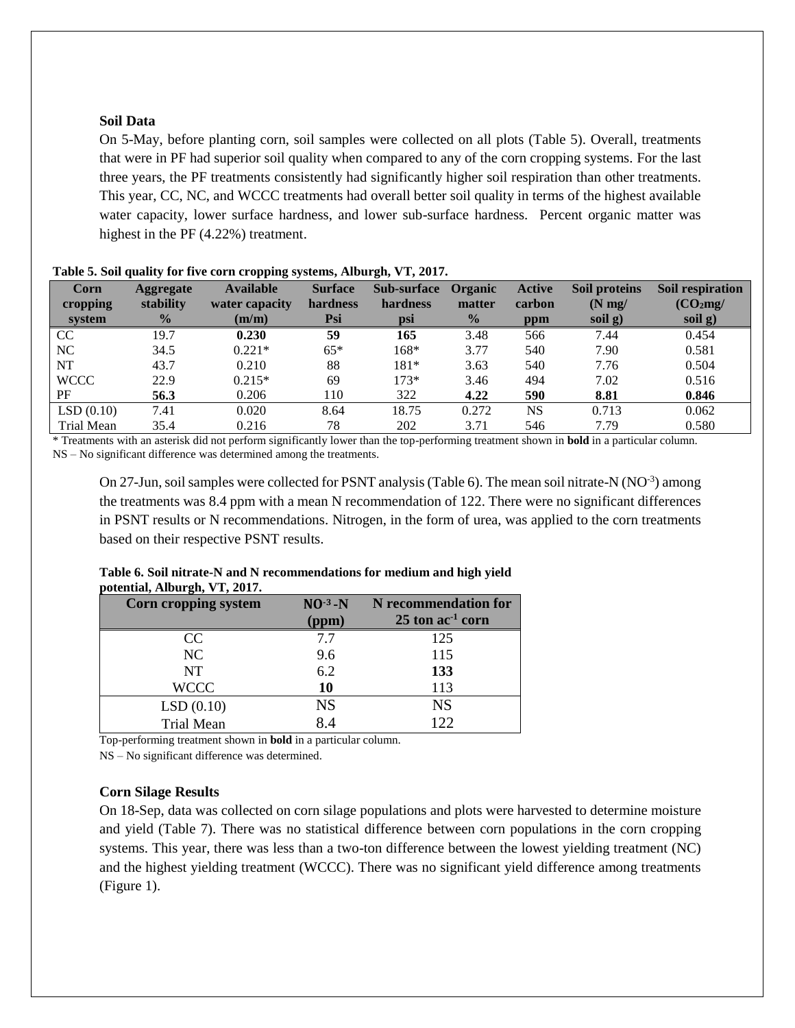**Soil Data**

On 5-May, before planting corn, soil samples were collected on all plots (Table 5). Overall, treatments that were in PF had superior soil quality when compared to any of the corn cropping systems. For the last three years, the PF treatments consistently had significantly higher soil respiration than other treatments. This year, CC, NC, and WCCC treatments had overall better soil quality in terms of the highest available water capacity, lower surface hardness, and lower sub-surface hardness. Percent organic matter was highest in the PF (4.22%) treatment.

**Table 5. Soil quality for five corn cropping systems, Alburgh, VT, 2017.**

| Corn cropping system | Aggregate stability % | Available water capacity (m/m) | Surface hardness Psi | Sub-surface hardness psi | Organic matter % | Active carbon ppm | Soil proteins (N mg/ soil g) | Soil respiration ($CO_2$mg/ soil g) |
|---|---|---|---|---|---|---|---|---|
| CC | 19.7 | **0.230** | **59** | **165** | 3.48 | 566 | 7.44 | 0.454 |
| NC | 34.5 | 0.221* | 65* | 168* | 3.77 | 540 | 7.90 | 0.581 |
| NT | 43.7 | 0.210 | 88 | 181* | 3.63 | 540 | 7.76 | 0.504 |
| WCCC | 22.9 | 0.215* | 69 | 173* | 3.46 | 494 | 7.02 | 0.516 |
| PF | **56.3** | 0.206 | 110 | 322 | **4.22** | **590** | **8.81** | **0.846** |
| LSD (0.10) | 7.41 | 0.020 | 8.64 | 18.75 | 0.272 | NS | 0.713 | 0.062 |
| Trial Mean | 35.4 | 0.216 | 78 | 202 | 3.71 | 546 | 7.79 | 0.580 |

* Treatments with an asterisk did not perform significantly lower than the top-performing treatment shown in **bold** in a particular column.
NS – No significant difference was determined among the treatments.

On 27-Jun, soil samples were collected for PSNT analysis (Table 6). The mean soil nitrate-N ($NO^{-3}$) among the treatments was 8.4 ppm with a mean N recommendation of 122. There were no significant differences in PSNT results or N recommendations. Nitrogen, in the form of urea, was applied to the corn treatments based on their respective PSNT results.

**Table 6. Soil nitrate-N and N recommendations for medium and high yield potential, Alburgh, VT, 2017.**

| Corn cropping system | $NO^{-3}$-N (ppm) | N recommendation for 25 ton $ac^{-1}$ corn |
|---|---|---|
| CC | 7.7 | 125 |
| NC | 9.6 | 115 |
| NT | 6.2 | **133** |
| WCCC | **10** | 113 |
| LSD (0.10) | NS | NS |
| Trial Mean | 8.4 | 122 |

Top-performing treatment shown in **bold** in a particular column.
NS – No significant difference was determined.

**Corn Silage Results**

On 18-Sep, data was collected on corn silage populations and plots were harvested to determine moisture and yield (Table 7). There was no statistical difference between corn populations in the corn cropping systems. This year, there was less than a two-ton difference between the lowest yielding treatment (NC) and the highest yielding treatment (WCCC). There was no significant yield difference among treatments (Figure 1).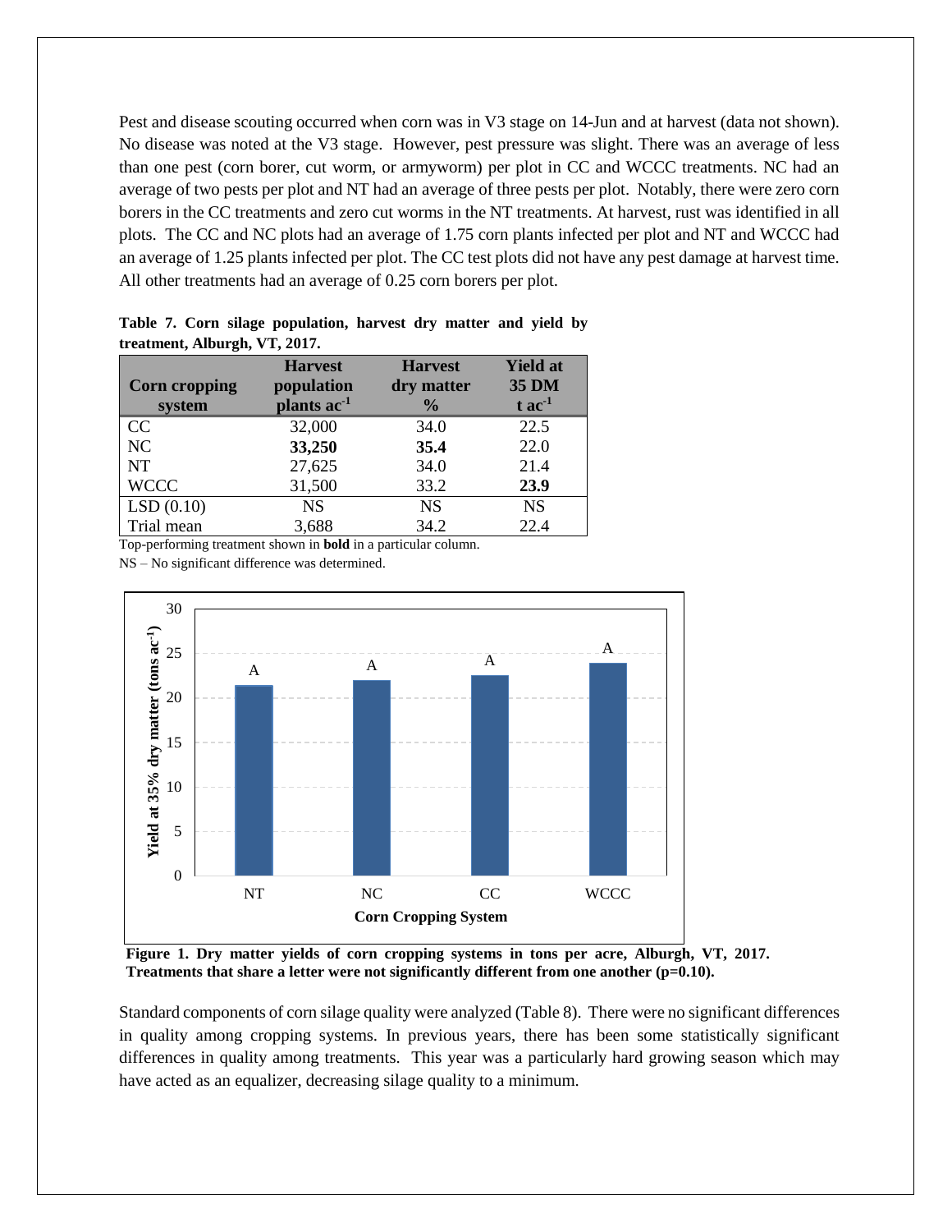Pest and disease scouting occurred when corn was in V3 stage on 14-Jun and at harvest (data not shown). No disease was noted at the V3 stage. However, pest pressure was slight. There was an average of less than one pest (corn borer, cut worm, or armyworm) per plot in CC and WCCC treatments. NC had an average of two pests per plot and NT had an average of three pests per plot. Notably, there were zero corn borers in the CC treatments and zero cut worms in the NT treatments. At harvest, rust was identified in all plots. The CC and NC plots had an average of 1.75 corn plants infected per plot and NT and WCCC had an average of 1.25 plants infected per plot. The CC test plots did not have any pest damage at harvest time. All other treatments had an average of 0.25 corn borers per plot.

**Table 7. Corn silage population, harvest dry matter and yield by treatment, Alburgh, VT, 2017.**

| Corn cropping system | Harvest population plants ac$^{-1}$ | Harvest dry matter % | Yield at 35 DM t ac$^{-1}$ |
|---|---|---|---|
| CC | 32,000 | 34.0 | 22.5 |
| NC | **33,250** | **35.4** | 22.0 |
| NT | 27,625 | 34.0 | 21.4 |
| WCCC | 31,500 | 33.2 | **23.9** |
| LSD (0.10) | NS | NS | NS |
| Trial mean | 3,688 | 34.2 | 22.4 |

Top-performing treatment shown in **bold** in a particular column.

NS – No significant difference was determined.

**Figure 1. Dry matter yields of corn cropping systems in tons per acre, Alburgh, VT, 2017. Treatments that share a letter were not significantly different from one another (p=0.10).**

Standard components of corn silage quality were analyzed (Table 8). There were no significant differences in quality among cropping systems. In previous years, there has been some statistically significant differences in quality among treatments. This year was a particularly hard growing season which may have acted as an equalizer, decreasing silage quality to a minimum.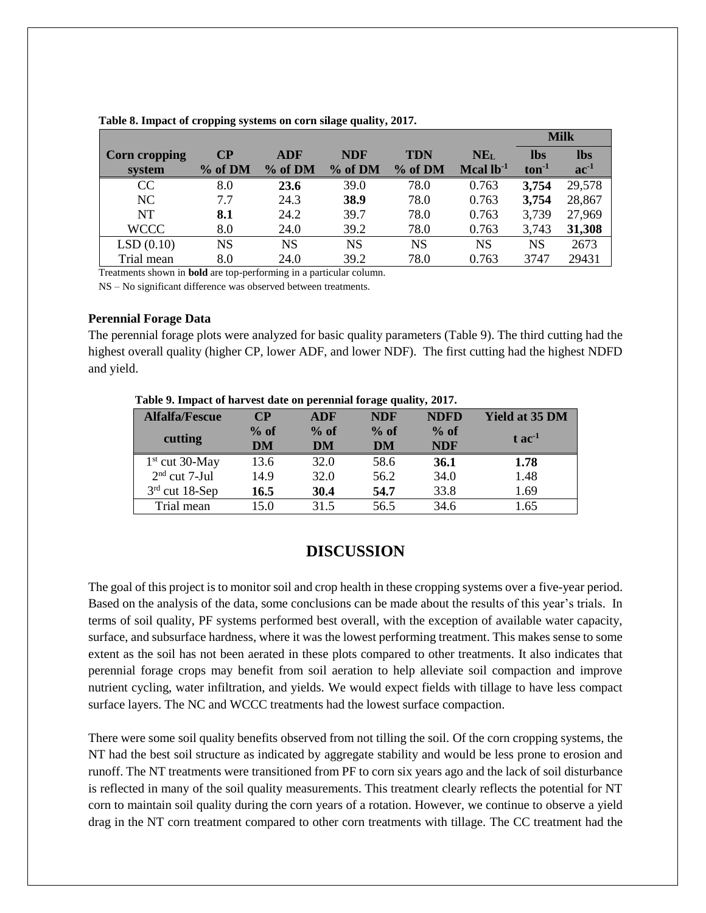**Table 8. Impact of cropping systems on corn silage quality, 2017.**

| Corn cropping system | CP % of DM | ADF % of DM | NDF % of DM | TDN % of DM | $NE_L$ Mcal $lb^{-1}$ | Milk lbs $ton^{-1}$ | Milk lbs $ac^{-1}$ |
|---|---|---|---|---|---|---|---|
| CC | 8.0 | **23.6** | 39.0 | 78.0 | 0.763 | **3,754** | 29,578 |
| NC | 7.7 | 24.3 | **38.9** | 78.0 | 0.763 | **3,754** | 28,867 |
| NT | **8.1** | 24.2 | 39.7 | 78.0 | 0.763 | 3,739 | 27,969 |
| WCCC | 8.0 | 24.0 | 39.2 | 78.0 | 0.763 | 3,743 | **31,308** |
| LSD (0.10) | NS | NS | NS | NS | NS | NS | 2673 |
| Trial mean | 8.0 | 24.0 | 39.2 | 78.0 | 0.763 | 3747 | 29431 |

Treatments shown in **bold** are top-performing in a particular column.

NS – No significant difference was observed between treatments.

**Perennial Forage Data**

The perennial forage plots were analyzed for basic quality parameters (Table 9). The third cutting had the highest overall quality (higher CP, lower ADF, and lower NDF). The first cutting had the highest NDFD and yield.

**Table 9. Impact of harvest date on perennial forage quality, 2017.**

| Alfalfa/Fescue cutting | CP % of DM | ADF % of DM | NDF % of DM | NDFD % of NDF | Yield at 35 DM t $ac^{-1}$ |
|---|---|---|---|---|---|
| 1st cut 30-May | 13.6 | 32.0 | 58.6 | **36.1** | **1.78** |
| 2nd cut 7-Jul | 14.9 | 32.0 | 56.2 | 34.0 | 1.48 |
| 3rd cut 18-Sep | **16.5** | **30.4** | **54.7** | 33.8 | 1.69 |
| Trial mean | 15.0 | 31.5 | 56.5 | 34.6 | 1.65 |

## DISCUSSION

The goal of this project is to monitor soil and crop health in these cropping systems over a five-year period. Based on the analysis of the data, some conclusions can be made about the results of this year's trials. In terms of soil quality, PF systems performed best overall, with the exception of available water capacity, surface, and subsurface hardness, where it was the lowest performing treatment. This makes sense to some extent as the soil has not been aerated in these plots compared to other treatments. It also indicates that perennial forage crops may benefit from soil aeration to help alleviate soil compaction and improve nutrient cycling, water infiltration, and yields. We would expect fields with tillage to have less compact surface layers. The NC and WCCC treatments had the lowest surface compaction.

There were some soil quality benefits observed from not tilling the soil. Of the corn cropping systems, the NT had the best soil structure as indicated by aggregate stability and would be less prone to erosion and runoff. The NT treatments were transitioned from PF to corn six years ago and the lack of soil disturbance is reflected in many of the soil quality measurements. This treatment clearly reflects the potential for NT corn to maintain soil quality during the corn years of a rotation. However, we continue to observe a yield drag in the NT corn treatment compared to other corn treatments with tillage. The CC treatment had the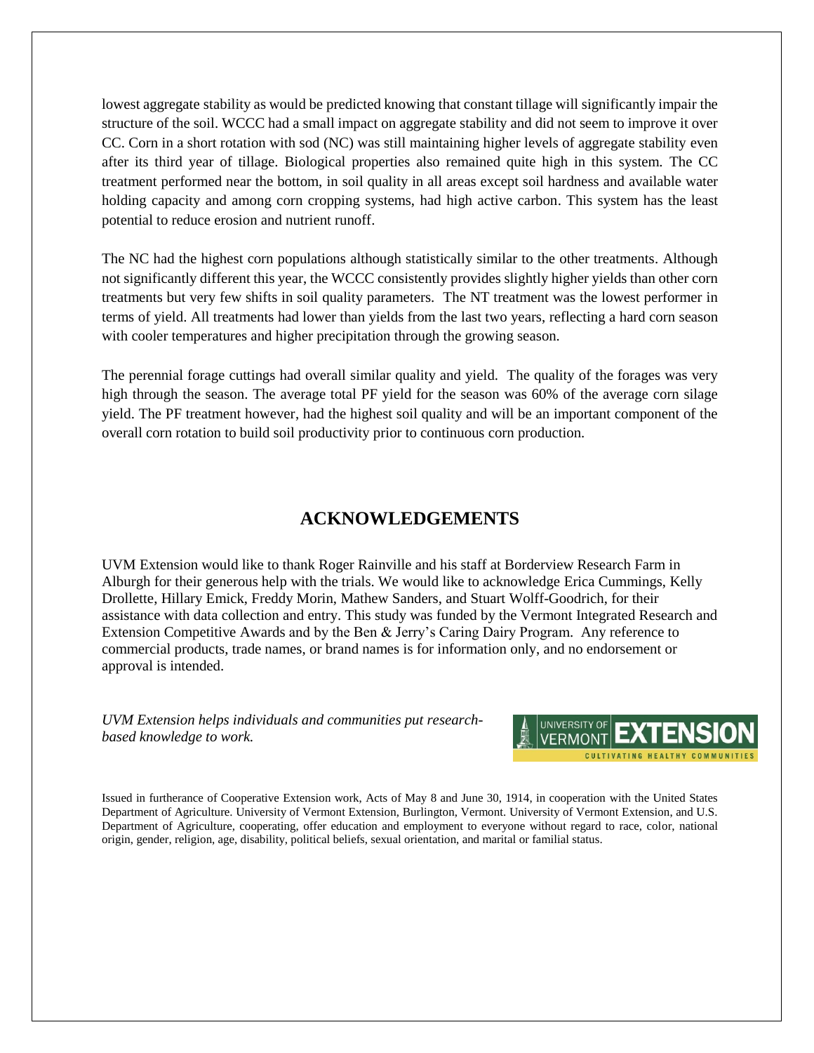lowest aggregate stability as would be predicted knowing that constant tillage will significantly impair the structure of the soil. WCCC had a small impact on aggregate stability and did not seem to improve it over CC. Corn in a short rotation with sod (NC) was still maintaining higher levels of aggregate stability even after its third year of tillage. Biological properties also remained quite high in this system. The CC treatment performed near the bottom, in soil quality in all areas except soil hardness and available water holding capacity and among corn cropping systems, had high active carbon. This system has the least potential to reduce erosion and nutrient runoff.

The NC had the highest corn populations although statistically similar to the other treatments. Although not significantly different this year, the WCCC consistently provides slightly higher yields than other corn treatments but very few shifts in soil quality parameters. The NT treatment was the lowest performer in terms of yield. All treatments had lower than yields from the last two years, reflecting a hard corn season with cooler temperatures and higher precipitation through the growing season.

The perennial forage cuttings had overall similar quality and yield. The quality of the forages was very high through the season. The average total PF yield for the season was 60% of the average corn silage yield. The PF treatment however, had the highest soil quality and will be an important component of the overall corn rotation to build soil productivity prior to continuous corn production.

## ACKNOWLEDGEMENTS

UVM Extension would like to thank Roger Rainville and his staff at Borderview Research Farm in Alburgh for their generous help with the trials. We would like to acknowledge Erica Cummings, Kelly Drollette, Hillary Emick, Freddy Morin, Mathew Sanders, and Stuart Wolff-Goodrich, for their assistance with data collection and entry. This study was funded by the Vermont Integrated Research and Extension Competitive Awards and by the Ben & Jerry's Caring Dairy Program. Any reference to commercial products, trade names, or brand names is for information only, and no endorsement or approval is intended.

*UVM Extension helps individuals and communities put research-based knowledge to work.*

UNIVERSITY OF VERMONT EXTENSION
CULTIVATING HEALTHY COMMUNITIES

Issued in furtherance of Cooperative Extension work, Acts of May 8 and June 30, 1914, in cooperation with the United States Department of Agriculture. University of Vermont Extension, Burlington, Vermont. University of Vermont Extension, and U.S. Department of Agriculture, cooperating, offer education and employment to everyone without regard to race, color, national origin, gender, religion, age, disability, political beliefs, sexual orientation, and marital or familial status.